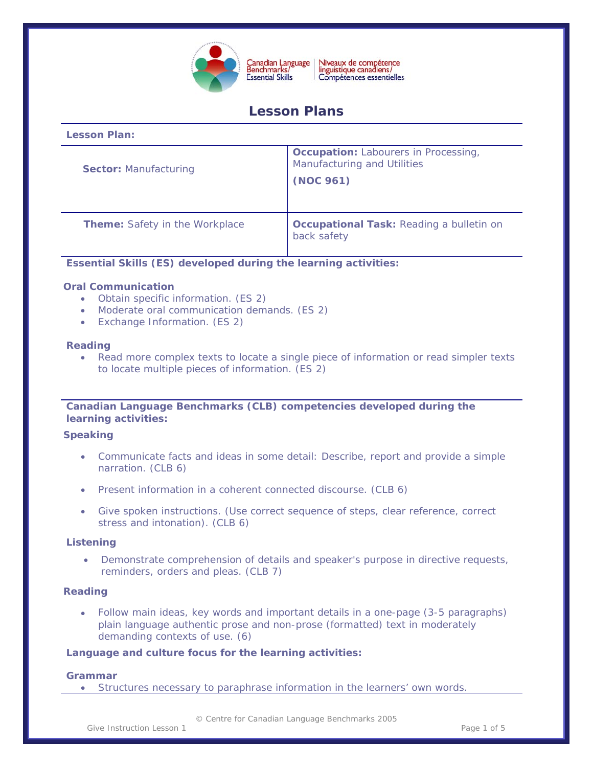Canadian Language Benchmarks/Essential Skills | Niveaux de compétence linguistique canadiens/Compétences essentielles

# Lesson Plans

**Lesson Plan:**

| | |
|---|---|
| **Sector:** Manufacturing | **Occupation:** Labourers in Processing, Manufacturing and Utilities<br>**(NOC 961)** |
| **Theme:** Safety in the Workplace | **Occupational Task:** Reading a bulletin on back safety |

**Essential Skills (ES) developed during the learning activities:**

**Oral Communication**

- Obtain specific information. (ES 2)
- Moderate oral communication demands. (ES 2)
- Exchange Information. (ES 2)

**Reading**

- Read more complex texts to locate a single piece of information or read simpler texts to locate multiple pieces of information. (ES 2)

**Canadian Language Benchmarks (CLB) competencies developed during the learning activities:**

**Speaking**

- Communicate facts and ideas in some detail: Describe, report and provide a simple narration. (CLB 6)
- Present information in a coherent connected discourse. (CLB 6)
- Give spoken instructions. (Use correct sequence of steps, clear reference, correct stress and intonation). (CLB 6)

**Listening**

- Demonstrate comprehension of details and speaker's purpose in directive requests, reminders, orders and pleas. (CLB 7)

**Reading**

- Follow main ideas, key words and important details in a one-page (3-5 paragraphs) plain language authentic prose and non-prose (formatted) text in moderately demanding contexts of use. (6)

**Language and culture focus for the learning activities:**

**Grammar**

- Structures necessary to paraphrase information in the learners' own words.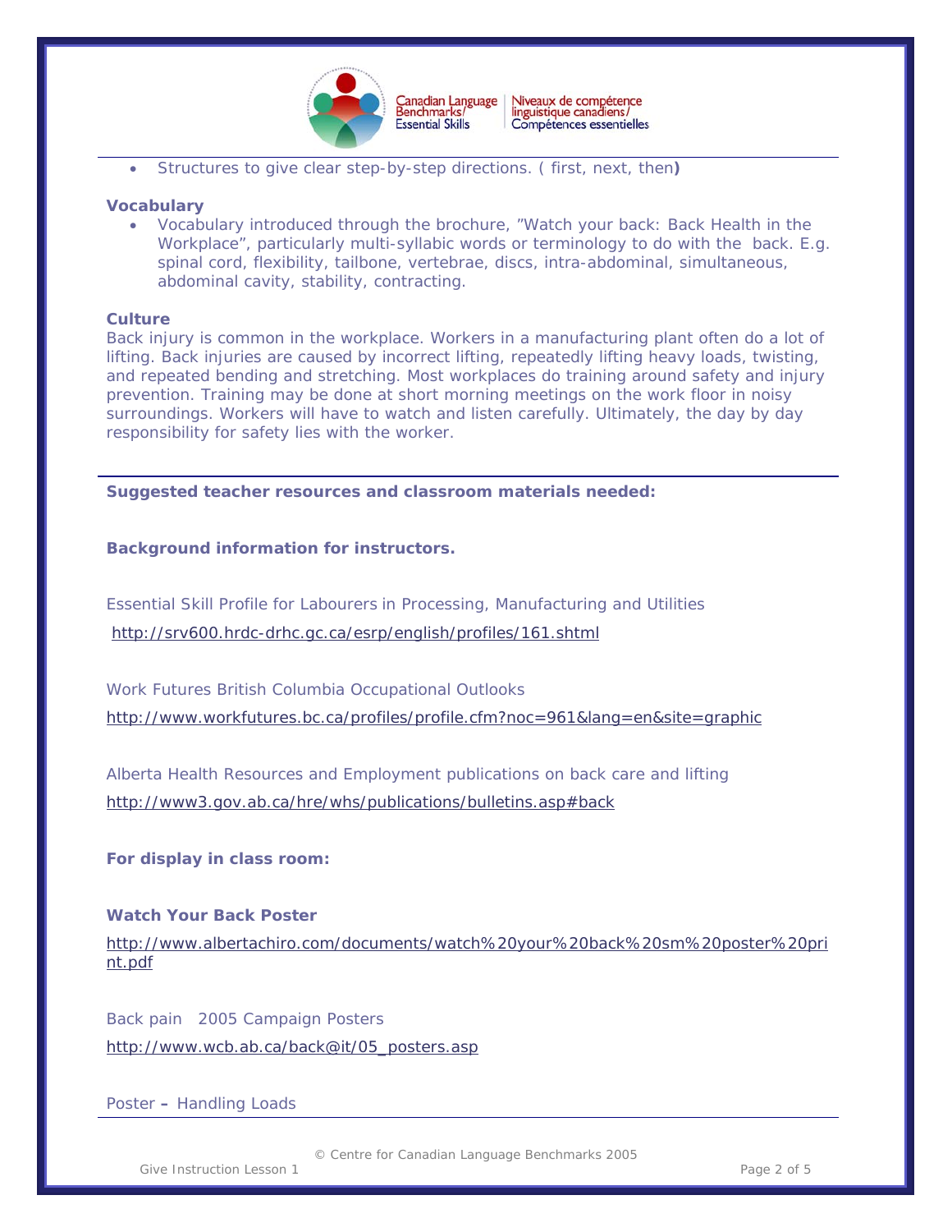- Structures to give clear step-by-step directions. ( first, next, then**)**

**Vocabulary**

- Vocabulary introduced through the brochure, "Watch your back: Back Health in the Workplace", particularly multi-syllabic words or terminology to do with the back. E.g. spinal cord, flexibility, tailbone, vertebrae, discs, intra-abdominal, simultaneous, abdominal cavity, stability, contracting.

**Culture**

Back injury is common in the workplace. Workers in a manufacturing plant often do a lot of lifting. Back injuries are caused by incorrect lifting, repeatedly lifting heavy loads, twisting, and repeated bending and stretching. Most workplaces do training around safety and injury prevention. Training may be done at short morning meetings on the work floor in noisy surroundings. Workers will have to watch and listen carefully. Ultimately, the day by day responsibility for safety lies with the worker.

---

**Suggested teacher resources and classroom materials needed:**

**Background information for instructors.**

Essential Skill Profile for Labourers in Processing, Manufacturing and Utilities

http://srv600.hrdc-drhc.gc.ca/esrp/english/profiles/161.shtml

Work Futures British Columbia Occupational Outlooks

http://www.workfutures.bc.ca/profiles/profile.cfm?noc=961&lang=en&site=graphic

Alberta Health Resources and Employment publications on back care and lifting

http://www3.gov.ab.ca/hre/whs/publications/bulletins.asp#back

**For display in class room:**

**Watch Your Back Poster**

http://www.albertachiro.com/documents/watch%20your%20back%20sm%20poster%20print.pdf

Back pain 2005 Campaign Posters

http://www.wcb.ab.ca/back@it/05_posters.asp

Poster **–** Handling Loads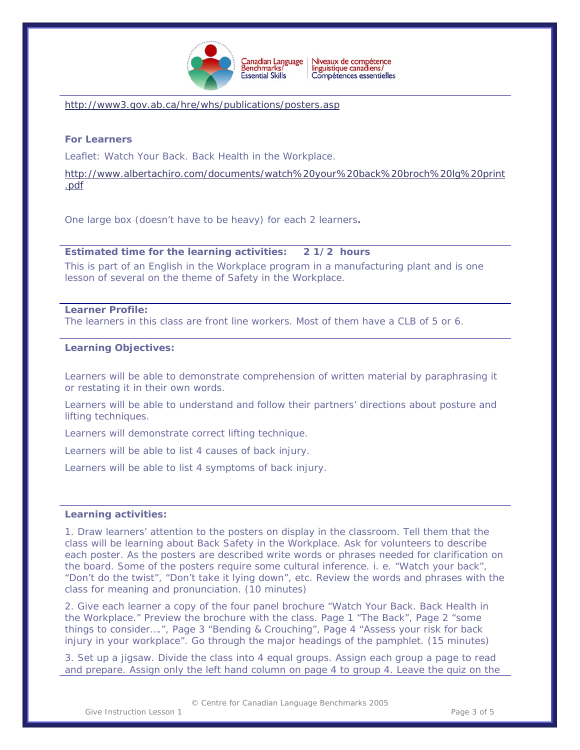http://www3.gov.ab.ca/hre/whs/publications/posters.asp

**For Learners**

Leaflet: Watch Your Back. Back Health in the Workplace.

http://www.albertachiro.com/documents/watch%20your%20back%20broch%20lg%20print.pdf

One large box (doesn't have to be heavy) for each 2 learners**.**

**Estimated time for the learning activities: 2 1/2 hours**

This is part of an English in the Workplace program in a manufacturing plant and is one lesson of several on the theme of Safety in the Workplace.

**Learner Profile:**

The learners in this class are front line workers. Most of them have a CLB of 5 or 6.

**Learning Objectives:**

Learners will be able to demonstrate comprehension of written material by paraphrasing it or restating it in their own words.

Learners will be able to understand and follow their partners' directions about posture and lifting techniques.

Learners will demonstrate correct lifting technique.

Learners will be able to list 4 causes of back injury.

Learners will be able to list 4 symptoms of back injury.

**Learning activities:**

1. Draw learners' attention to the posters on display in the classroom. Tell them that the class will be learning about Back Safety in the Workplace. Ask for volunteers to describe each poster. As the posters are described write words or phrases needed for clarification on the board. Some of the posters require some cultural inference. i. e. "Watch your back", "Don't do the twist", "Don't take it lying down", etc. Review the words and phrases with the class for meaning and pronunciation. (10 minutes)

2. Give each learner a copy of the four panel brochure "Watch Your Back. Back Health in the Workplace." Preview the brochure with the class. Page 1 "The Back", Page 2 "some things to consider….", Page 3 "Bending & Crouching", Page 4 "Assess your risk for back injury in your workplace". Go through the major headings of the pamphlet. (15 minutes)

3. Set up a jigsaw. Divide the class into 4 equal groups. Assign each group a page to read and prepare. Assign only the left hand column on page 4 to group 4. Leave the quiz on the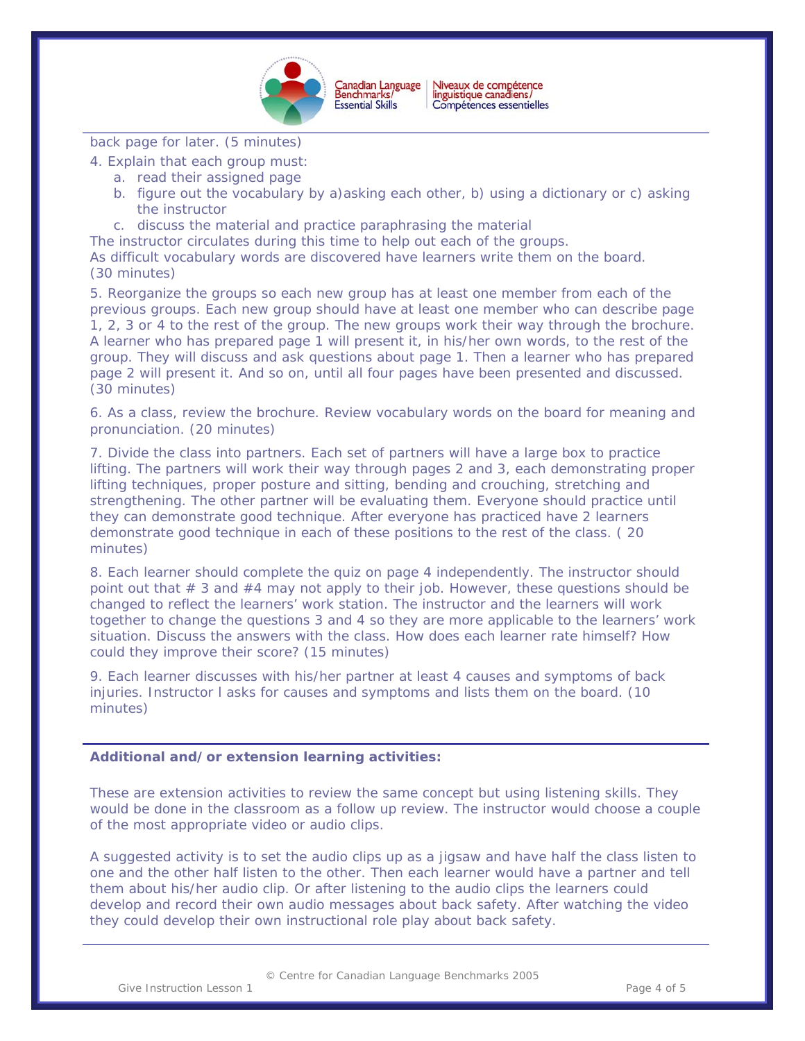back page for later. (5 minutes)

4. Explain that each group must:
   a. read their assigned page
   b. figure out the vocabulary by a)asking each other, b) using a dictionary or c) asking the instructor
   c. discuss the material and practice paraphrasing the material

The instructor circulates during this time to help out each of the groups.
As difficult vocabulary words are discovered have learners write them on the board. (30 minutes)

5. Reorganize the groups so each new group has at least one member from each of the previous groups. Each new group should have at least one member who can describe page 1, 2, 3 or 4 to the rest of the group. The new groups work their way through the brochure. A learner who has prepared page 1 will present it, in his/her own words, to the rest of the group. They will discuss and ask questions about page 1. Then a learner who has prepared page 2 will present it. And so on, until all four pages have been presented and discussed. (30 minutes)

6. As a class, review the brochure. Review vocabulary words on the board for meaning and pronunciation. (20 minutes)

7. Divide the class into partners. Each set of partners will have a large box to practice lifting. The partners will work their way through pages 2 and 3, each demonstrating proper lifting techniques, proper posture and sitting, bending and crouching, stretching and strengthening. The other partner will be evaluating them. Everyone should practice until they can demonstrate good technique. After everyone has practiced have 2 learners demonstrate good technique in each of these positions to the rest of the class. ( 20 minutes)

8. Each learner should complete the quiz on page 4 independently. The instructor should point out that # 3 and #4 may not apply to their job. However, these questions should be changed to reflect the learners' work station. The instructor and the learners will work together to change the questions 3 and 4 so they are more applicable to the learners' work situation. Discuss the answers with the class. How does each learner rate himself? How could they improve their score? (15 minutes)

9. Each learner discusses with his/her partner at least 4 causes and symptoms of back injuries. Instructor l asks for causes and symptoms and lists them on the board. (10 minutes)

**Additional and/or extension learning activities:**

These are extension activities to review the same concept but using listening skills. They would be done in the classroom as a follow up review. The instructor would choose a couple of the most appropriate video or audio clips.

A suggested activity is to set the audio clips up as a jigsaw and have half the class listen to one and the other half listen to the other. Then each learner would have a partner and tell them about his/her audio clip. Or after listening to the audio clips the learners could develop and record their own audio messages about back safety. After watching the video they could develop their own instructional role play about back safety.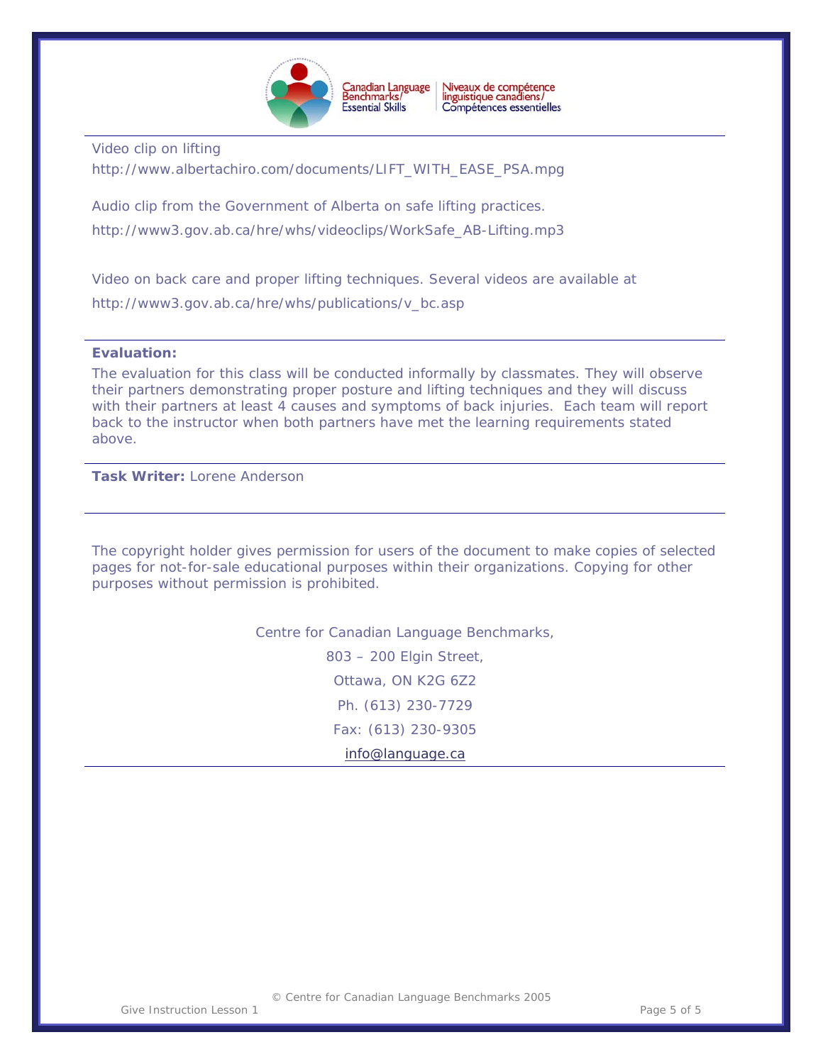Video clip on lifting

http://www.albertachiro.com/documents/LIFT_WITH_EASE_PSA.mpg

Audio clip from the Government of Alberta on safe lifting practices.

http://www3.gov.ab.ca/hre/whs/videoclips/WorkSafe_AB-Lifting.mp3

Video on back care and proper lifting techniques. Several videos are available at

http://www3.gov.ab.ca/hre/whs/publications/v_bc.asp

**Evaluation:**

The evaluation for this class will be conducted informally by classmates. They will observe their partners demonstrating proper posture and lifting techniques and they will discuss with their partners at least 4 causes and symptoms of back injuries. Each team will report back to the instructor when both partners have met the learning requirements stated above.

**Task Writer:** Lorene Anderson

The copyright holder gives permission for users of the document to make copies of selected pages for not-for-sale educational purposes within their organizations. Copying for other purposes without permission is prohibited.

Centre for Canadian Language Benchmarks,

803 – 200 Elgin Street,

Ottawa, ON K2G 6Z2

Ph. (613) 230-7729

Fax: (613) 230-9305

info@language.ca